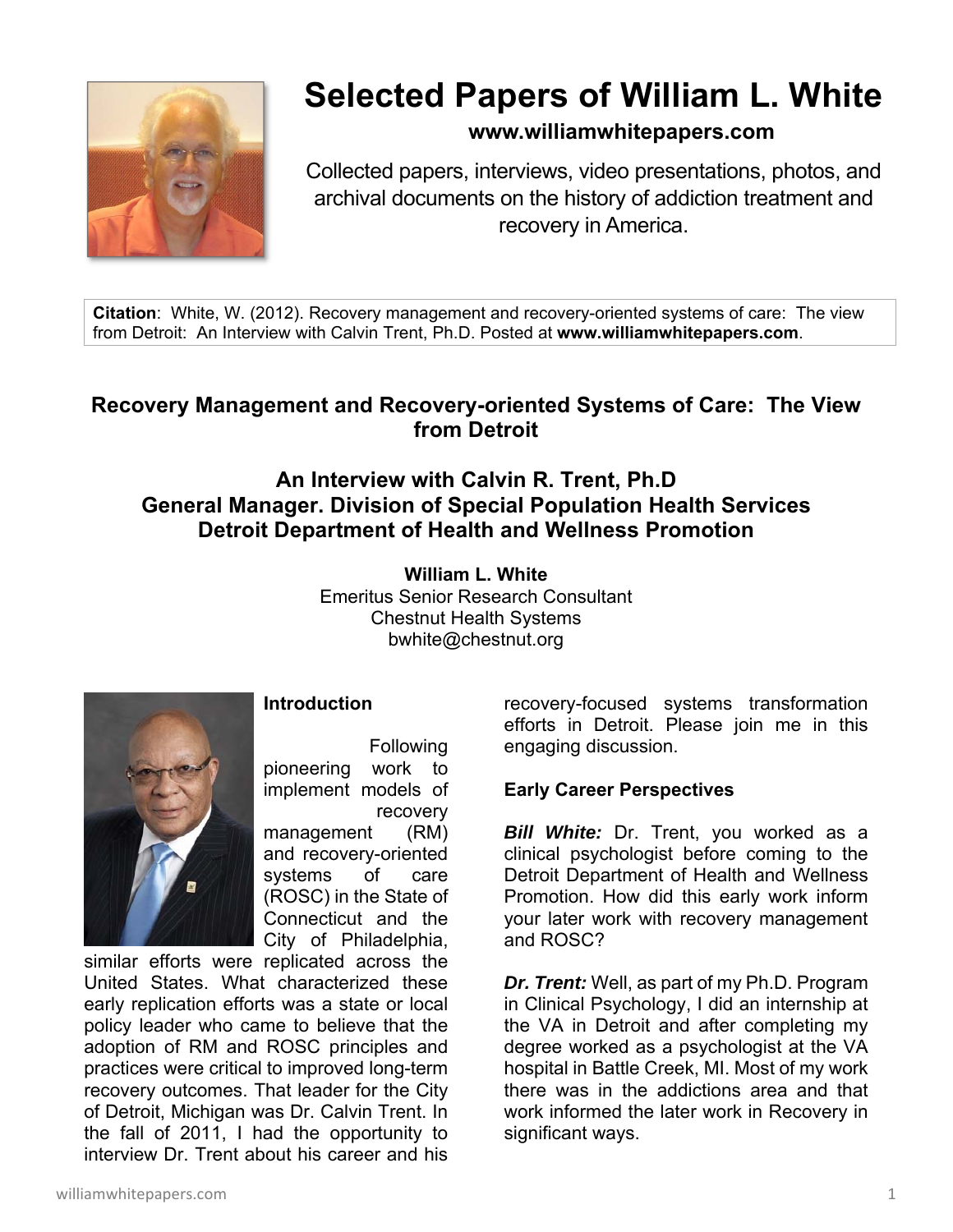# Selected Papers of William L. White

**www.williamwhitepapers.com**

Collected papers, interviews, video presentations, photos, and archival documents on the history of addiction treatment and recovery in America.

**Citation**: White, W. (2012). Recovery management and recovery-oriented systems of care: The view from Detroit: An Interview with Calvin Trent, Ph.D. Posted at **www.williamwhitepapers.com**.

## Recovery Management and Recovery-oriented Systems of Care: The View from Detroit

### An Interview with Calvin R. Trent, Ph.D
### General Manager. Division of Special Population Health Services
### Detroit Department of Health and Wellness Promotion

**William L. White**
Emeritus Senior Research Consultant
Chestnut Health Systems
bwhite@chestnut.org

### Introduction

Following pioneering work to implement models of recovery management (RM) and recovery-oriented systems of care (ROSC) in the State of Connecticut and the City of Philadelphia, similar efforts were replicated across the United States. What characterized these early replication efforts was a state or local policy leader who came to believe that the adoption of RM and ROSC principles and practices were critical to improved long-term recovery outcomes. That leader for the City of Detroit, Michigan was Dr. Calvin Trent. In the fall of 2011, I had the opportunity to interview Dr. Trent about his career and his recovery-focused systems transformation efforts in Detroit. Please join me in this engaging discussion.

### Early Career Perspectives

***Bill White:*** Dr. Trent, you worked as a clinical psychologist before coming to the Detroit Department of Health and Wellness Promotion. How did this early work inform your later work with recovery management and ROSC?

***Dr. Trent:*** Well, as part of my Ph.D. Program in Clinical Psychology, I did an internship at the VA in Detroit and after completing my degree worked as a psychologist at the VA hospital in Battle Creek, MI. Most of my work there was in the addictions area and that work informed the later work in Recovery in significant ways.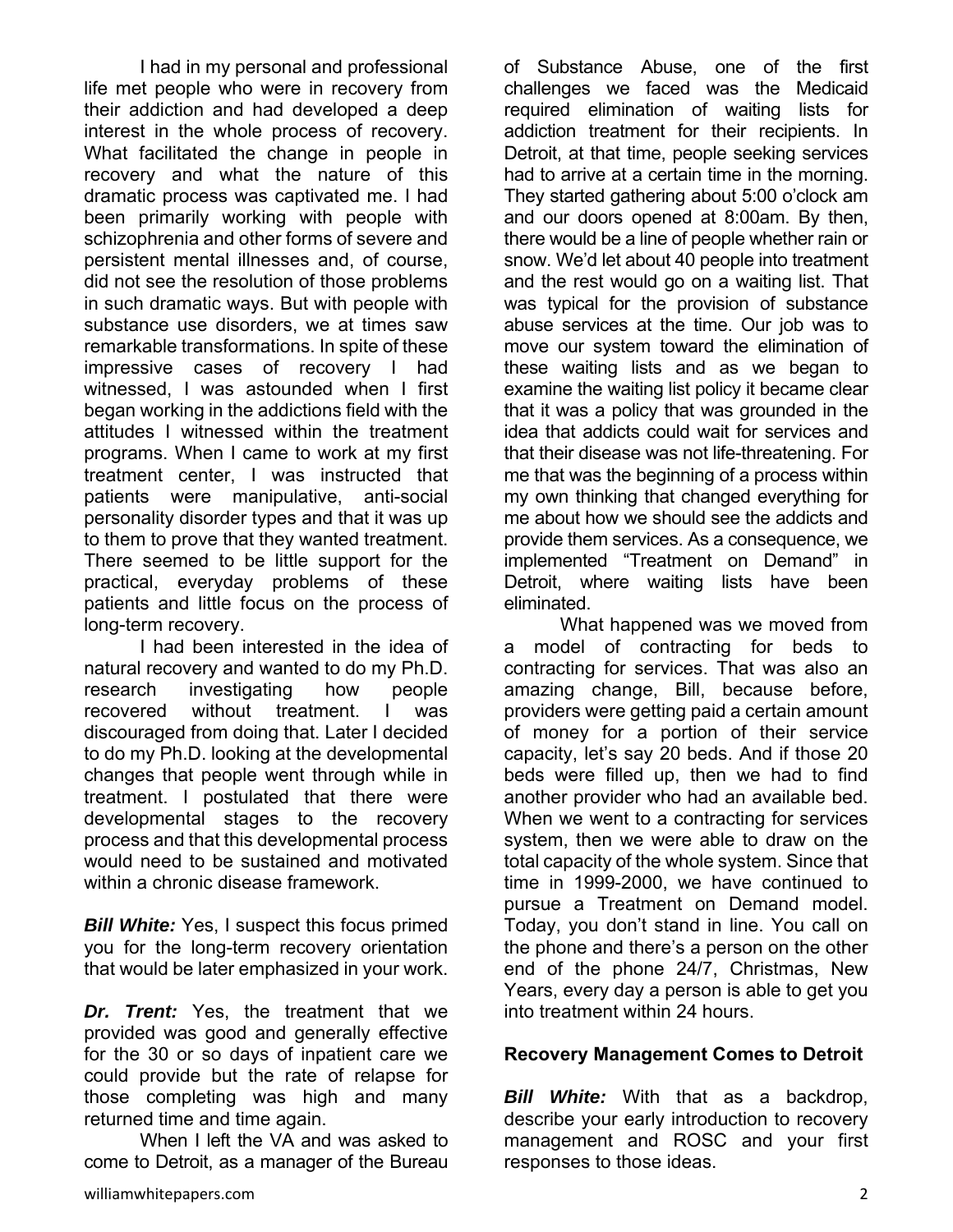I had in my personal and professional life met people who were in recovery from their addiction and had developed a deep interest in the whole process of recovery. What facilitated the change in people in recovery and what the nature of this dramatic process was captivated me. I had been primarily working with people with schizophrenia and other forms of severe and persistent mental illnesses and, of course, did not see the resolution of those problems in such dramatic ways. But with people with substance use disorders, we at times saw remarkable transformations. In spite of these impressive cases of recovery I had witnessed, I was astounded when I first began working in the addictions field with the attitudes I witnessed within the treatment programs. When I came to work at my first treatment center, I was instructed that patients were manipulative, anti-social personality disorder types and that it was up to them to prove that they wanted treatment. There seemed to be little support for the practical, everyday problems of these patients and little focus on the process of long-term recovery.

I had been interested in the idea of natural recovery and wanted to do my Ph.D. research investigating how people recovered without treatment. I was discouraged from doing that. Later I decided to do my Ph.D. looking at the developmental changes that people went through while in treatment. I postulated that there were developmental stages to the recovery process and that this developmental process would need to be sustained and motivated within a chronic disease framework.

***Bill White:*** Yes, I suspect this focus primed you for the long-term recovery orientation that would be later emphasized in your work.

***Dr. Trent:*** Yes, the treatment that we provided was good and generally effective for the 30 or so days of inpatient care we could provide but the rate of relapse for those completing was high and many returned time and time again.

When I left the VA and was asked to come to Detroit, as a manager of the Bureau of Substance Abuse, one of the first challenges we faced was the Medicaid required elimination of waiting lists for addiction treatment for their recipients. In Detroit, at that time, people seeking services had to arrive at a certain time in the morning. They started gathering about 5:00 o'clock am and our doors opened at 8:00am. By then, there would be a line of people whether rain or snow. We'd let about 40 people into treatment and the rest would go on a waiting list. That was typical for the provision of substance abuse services at the time. Our job was to move our system toward the elimination of these waiting lists and as we began to examine the waiting list policy it became clear that it was a policy that was grounded in the idea that addicts could wait for services and that their disease was not life-threatening. For me that was the beginning of a process within my own thinking that changed everything for me about how we should see the addicts and provide them services. As a consequence, we implemented "Treatment on Demand" in Detroit, where waiting lists have been eliminated.

What happened was we moved from a model of contracting for beds to contracting for services. That was also an amazing change, Bill, because before, providers were getting paid a certain amount of money for a portion of their service capacity, let's say 20 beds. And if those 20 beds were filled up, then we had to find another provider who had an available bed. When we went to a contracting for services system, then we were able to draw on the total capacity of the whole system. Since that time in 1999-2000, we have continued to pursue a Treatment on Demand model. Today, you don't stand in line. You call on the phone and there's a person on the other end of the phone 24/7, Christmas, New Years, every day a person is able to get you into treatment within 24 hours.

## Recovery Management Comes to Detroit

***Bill White:*** With that as a backdrop, describe your early introduction to recovery management and ROSC and your first responses to those ideas.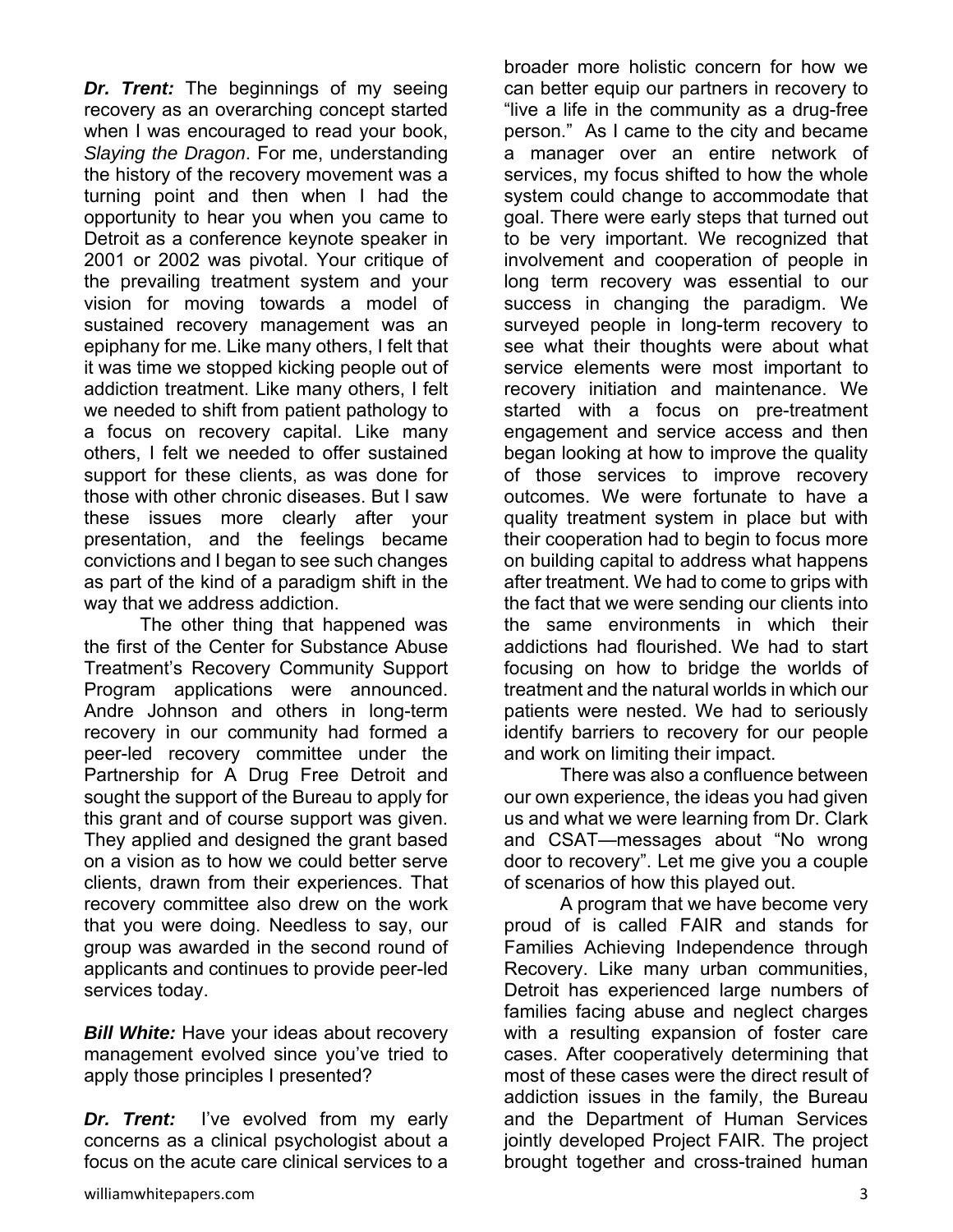***Dr. Trent:*** The beginnings of my seeing recovery as an overarching concept started when I was encouraged to read your book, *Slaying the Dragon*. For me, understanding the history of the recovery movement was a turning point and then when I had the opportunity to hear you when you came to Detroit as a conference keynote speaker in 2001 or 2002 was pivotal. Your critique of the prevailing treatment system and your vision for moving towards a model of sustained recovery management was an epiphany for me. Like many others, I felt that it was time we stopped kicking people out of addiction treatment. Like many others, I felt we needed to shift from patient pathology to a focus on recovery capital. Like many others, I felt we needed to offer sustained support for these clients, as was done for those with other chronic diseases. But I saw these issues more clearly after your presentation, and the feelings became convictions and I began to see such changes as part of the kind of a paradigm shift in the way that we address addiction.

The other thing that happened was the first of the Center for Substance Abuse Treatment's Recovery Community Support Program applications were announced. Andre Johnson and others in long-term recovery in our community had formed a peer-led recovery committee under the Partnership for A Drug Free Detroit and sought the support of the Bureau to apply for this grant and of course support was given. They applied and designed the grant based on a vision as to how we could better serve clients, drawn from their experiences. That recovery committee also drew on the work that you were doing. Needless to say, our group was awarded in the second round of applicants and continues to provide peer-led services today.

***Bill White:*** Have your ideas about recovery management evolved since you've tried to apply those principles I presented?

***Dr. Trent:*** I've evolved from my early concerns as a clinical psychologist about a focus on the acute care clinical services to a broader more holistic concern for how we can better equip our partners in recovery to "live a life in the community as a drug-free person." As I came to the city and became a manager over an entire network of services, my focus shifted to how the whole system could change to accommodate that goal. There were early steps that turned out to be very important. We recognized that involvement and cooperation of people in long term recovery was essential to our success in changing the paradigm. We surveyed people in long-term recovery to see what their thoughts were about what service elements were most important to recovery initiation and maintenance. We started with a focus on pre-treatment engagement and service access and then began looking at how to improve the quality of those services to improve recovery outcomes. We were fortunate to have a quality treatment system in place but with their cooperation had to begin to focus more on building capital to address what happens after treatment. We had to come to grips with the fact that we were sending our clients into the same environments in which their addictions had flourished. We had to start focusing on how to bridge the worlds of treatment and the natural worlds in which our patients were nested. We had to seriously identify barriers to recovery for our people and work on limiting their impact.

There was also a confluence between our own experience, the ideas you had given us and what we were learning from Dr. Clark and CSAT—messages about "No wrong door to recovery". Let me give you a couple of scenarios of how this played out.

A program that we have become very proud of is called FAIR and stands for Families Achieving Independence through Recovery. Like many urban communities, Detroit has experienced large numbers of families facing abuse and neglect charges with a resulting expansion of foster care cases. After cooperatively determining that most of these cases were the direct result of addiction issues in the family, the Bureau and the Department of Human Services jointly developed Project FAIR. The project brought together and cross-trained human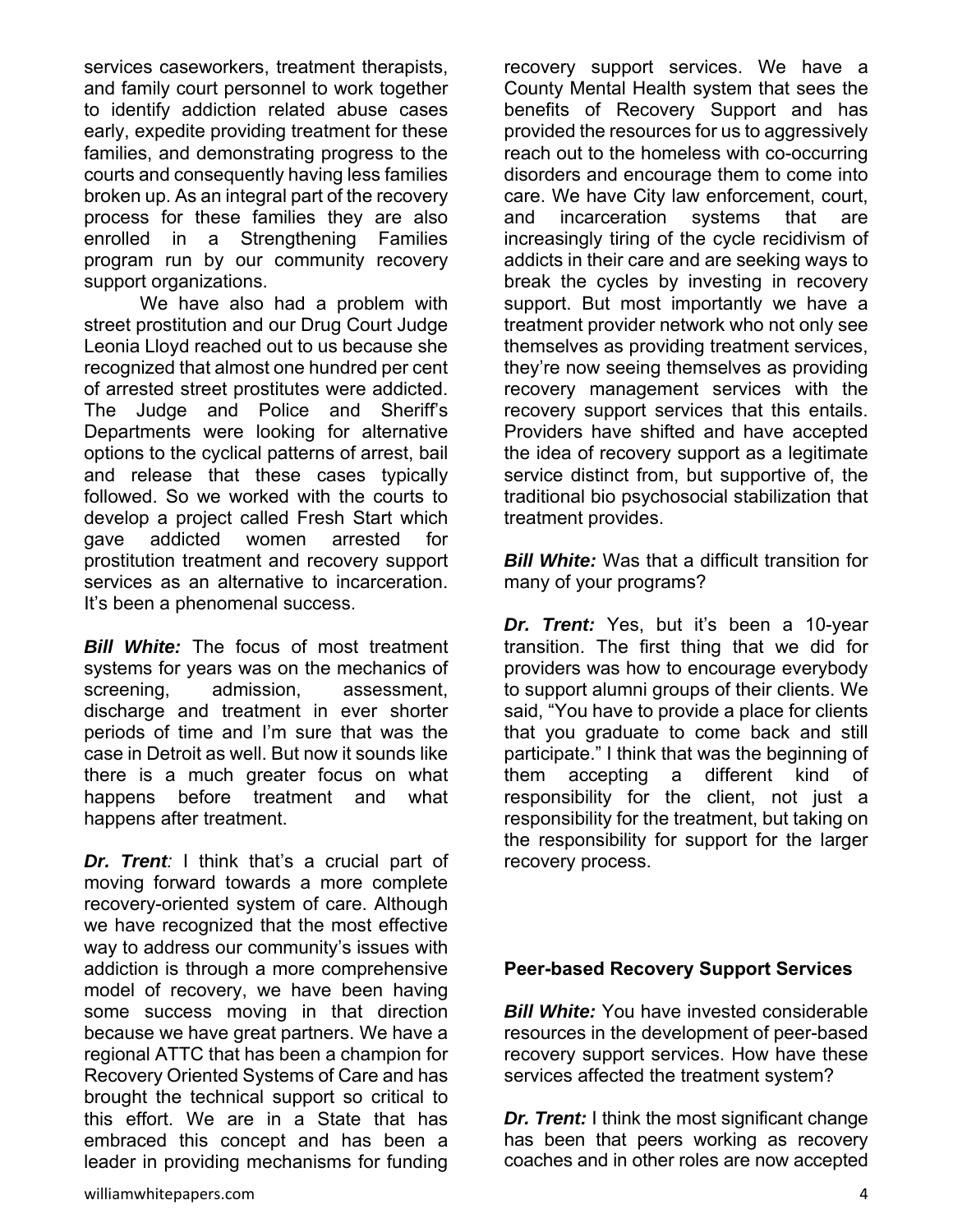services caseworkers, treatment therapists, and family court personnel to work together to identify addiction related abuse cases early, expedite providing treatment for these families, and demonstrating progress to the courts and consequently having less families broken up. As an integral part of the recovery process for these families they are also enrolled in a Strengthening Families program run by our community recovery support organizations.

We have also had a problem with street prostitution and our Drug Court Judge Leonia Lloyd reached out to us because she recognized that almost one hundred per cent of arrested street prostitutes were addicted. The Judge and Police and Sheriff's Departments were looking for alternative options to the cyclical patterns of arrest, bail and release that these cases typically followed. So we worked with the courts to develop a project called Fresh Start which gave addicted women arrested for prostitution treatment and recovery support services as an alternative to incarceration. It's been a phenomenal success.

***Bill White:*** The focus of most treatment systems for years was on the mechanics of screening, admission, assessment, discharge and treatment in ever shorter periods of time and I'm sure that was the case in Detroit as well. But now it sounds like there is a much greater focus on what happens before treatment and what happens after treatment.

***Dr. Trent:*** I think that's a crucial part of moving forward towards a more complete recovery-oriented system of care. Although we have recognized that the most effective way to address our community's issues with addiction is through a more comprehensive model of recovery, we have been having some success moving in that direction because we have great partners. We have a regional ATTC that has been a champion for Recovery Oriented Systems of Care and has brought the technical support so critical to this effort. We are in a State that has embraced this concept and has been a leader in providing mechanisms for funding recovery support services. We have a County Mental Health system that sees the benefits of Recovery Support and has provided the resources for us to aggressively reach out to the homeless with co-occurring disorders and encourage them to come into care. We have City law enforcement, court, and incarceration systems that are increasingly tiring of the cycle recidivism of addicts in their care and are seeking ways to break the cycles by investing in recovery support. But most importantly we have a treatment provider network who not only see themselves as providing treatment services, they're now seeing themselves as providing recovery management services with the recovery support services that this entails. Providers have shifted and have accepted the idea of recovery support as a legitimate service distinct from, but supportive of, the traditional bio psychosocial stabilization that treatment provides.

***Bill White:*** Was that a difficult transition for many of your programs?

***Dr. Trent:*** Yes, but it's been a 10-year transition. The first thing that we did for providers was how to encourage everybody to support alumni groups of their clients. We said, "You have to provide a place for clients that you graduate to come back and still participate." I think that was the beginning of them accepting a different kind of responsibility for the client, not just a responsibility for the treatment, but taking on the responsibility for support for the larger recovery process.

**Peer-based Recovery Support Services**

***Bill White:*** You have invested considerable resources in the development of peer-based recovery support services. How have these services affected the treatment system?

***Dr. Trent:*** I think the most significant change has been that peers working as recovery coaches and in other roles are now accepted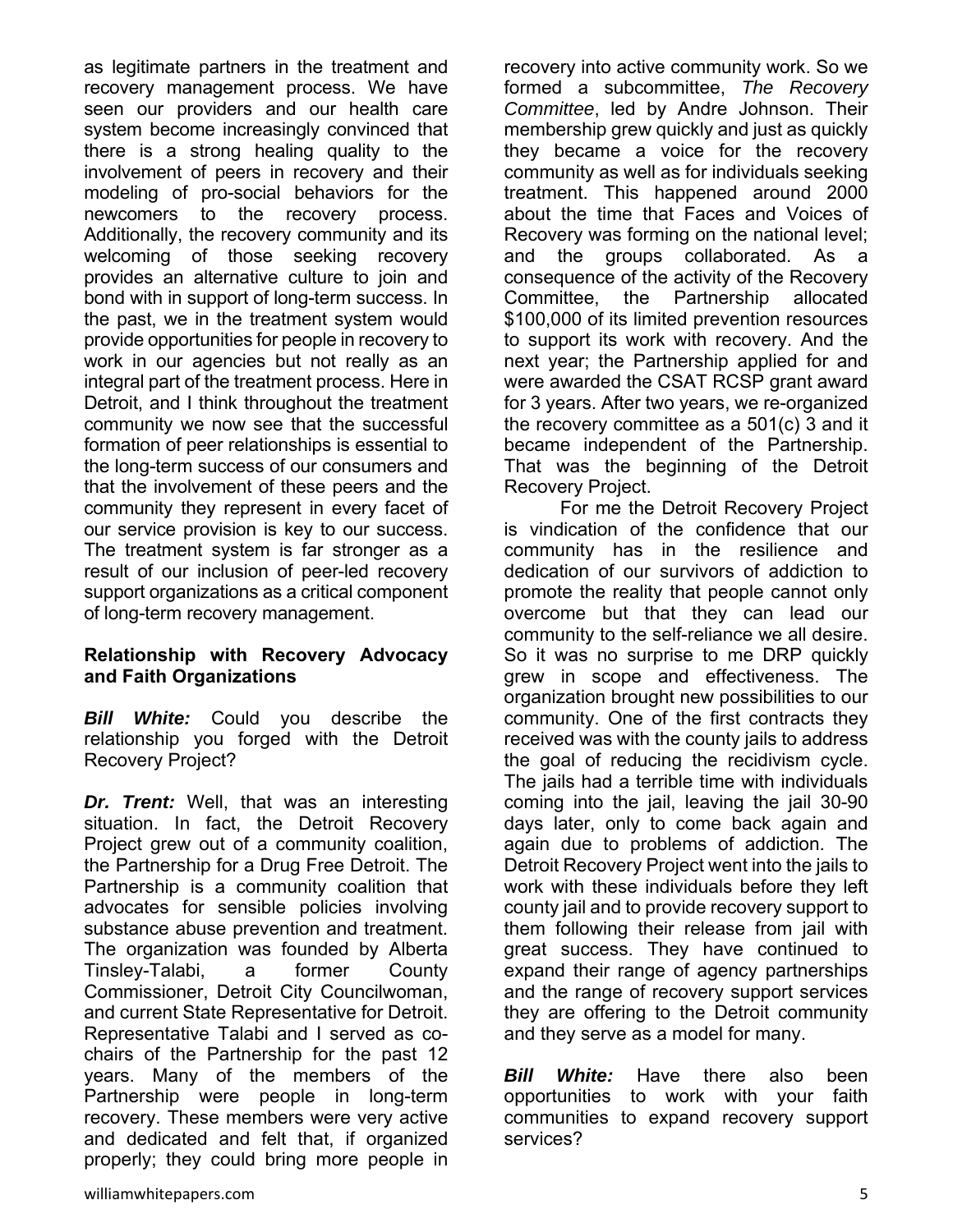as legitimate partners in the treatment and recovery management process. We have seen our providers and our health care system become increasingly convinced that there is a strong healing quality to the involvement of peers in recovery and their modeling of pro-social behaviors for the newcomers to the recovery process. Additionally, the recovery community and its welcoming of those seeking recovery provides an alternative culture to join and bond with in support of long-term success. In the past, we in the treatment system would provide opportunities for people in recovery to work in our agencies but not really as an integral part of the treatment process. Here in Detroit, and I think throughout the treatment community we now see that the successful formation of peer relationships is essential to the long-term success of our consumers and that the involvement of these peers and the community they represent in every facet of our service provision is key to our success. The treatment system is far stronger as a result of our inclusion of peer-led recovery support organizations as a critical component of long-term recovery management.

**Relationship with Recovery Advocacy and Faith Organizations**

***Bill White:*** Could you describe the relationship you forged with the Detroit Recovery Project?

***Dr. Trent:*** Well, that was an interesting situation. In fact, the Detroit Recovery Project grew out of a community coalition, the Partnership for a Drug Free Detroit. The Partnership is a community coalition that advocates for sensible policies involving substance abuse prevention and treatment. The organization was founded by Alberta Tinsley-Talabi, a former County Commissioner, Detroit City Councilwoman, and current State Representative for Detroit. Representative Talabi and I served as co-chairs of the Partnership for the past 12 years. Many of the members of the Partnership were people in long-term recovery. These members were very active and dedicated and felt that, if organized properly; they could bring more people in recovery into active community work. So we formed a subcommittee, *The Recovery Committee*, led by Andre Johnson. Their membership grew quickly and just as quickly they became a voice for the recovery community as well as for individuals seeking treatment. This happened around 2000 about the time that Faces and Voices of Recovery was forming on the national level; and the groups collaborated. As a consequence of the activity of the Recovery Committee, the Partnership allocated $100,000 of its limited prevention resources to support its work with recovery. And the next year; the Partnership applied for and were awarded the CSAT RCSP grant award for 3 years. After two years, we re-organized the recovery committee as a 501(c) 3 and it became independent of the Partnership. That was the beginning of the Detroit Recovery Project.

For me the Detroit Recovery Project is vindication of the confidence that our community has in the resilience and dedication of our survivors of addiction to promote the reality that people cannot only overcome but that they can lead our community to the self-reliance we all desire. So it was no surprise to me DRP quickly grew in scope and effectiveness. The organization brought new possibilities to our community. One of the first contracts they received was with the county jails to address the goal of reducing the recidivism cycle. The jails had a terrible time with individuals coming into the jail, leaving the jail 30-90 days later, only to come back again and again due to problems of addiction. The Detroit Recovery Project went into the jails to work with these individuals before they left county jail and to provide recovery support to them following their release from jail with great success. They have continued to expand their range of agency partnerships and the range of recovery support services they are offering to the Detroit community and they serve as a model for many.

***Bill White:*** Have there also been opportunities to work with your faith communities to expand recovery support services?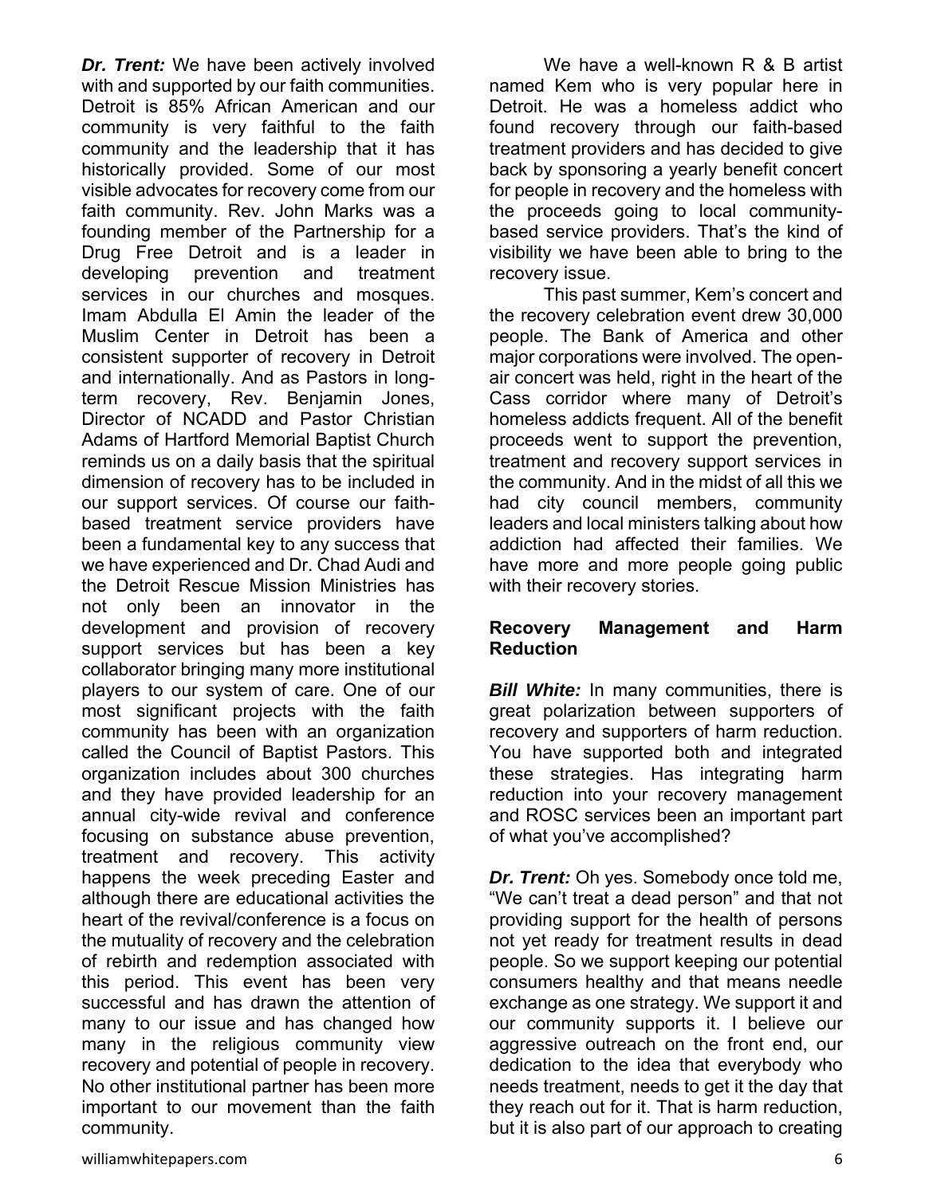***Dr. Trent:*** We have been actively involved with and supported by our faith communities. Detroit is 85% African American and our community is very faithful to the faith community and the leadership that it has historically provided. Some of our most visible advocates for recovery come from our faith community. Rev. John Marks was a founding member of the Partnership for a Drug Free Detroit and is a leader in developing prevention and treatment services in our churches and mosques. Imam Abdulla El Amin the leader of the Muslim Center in Detroit has been a consistent supporter of recovery in Detroit and internationally. And as Pastors in long-term recovery, Rev. Benjamin Jones, Director of NCADD and Pastor Christian Adams of Hartford Memorial Baptist Church reminds us on a daily basis that the spiritual dimension of recovery has to be included in our support services. Of course our faith-based treatment service providers have been a fundamental key to any success that we have experienced and Dr. Chad Audi and the Detroit Rescue Mission Ministries has not only been an innovator in the development and provision of recovery support services but has been a key collaborator bringing many more institutional players to our system of care. One of our most significant projects with the faith community has been with an organization called the Council of Baptist Pastors. This organization includes about 300 churches and they have provided leadership for an annual city-wide revival and conference focusing on substance abuse prevention, treatment and recovery. This activity happens the week preceding Easter and although there are educational activities the heart of the revival/conference is a focus on the mutuality of recovery and the celebration of rebirth and redemption associated with this period. This event has been very successful and has drawn the attention of many to our issue and has changed how many in the religious community view recovery and potential of people in recovery. No other institutional partner has been more important to our movement than the faith community.

We have a well-known R & B artist named Kem who is very popular here in Detroit. He was a homeless addict who found recovery through our faith-based treatment providers and has decided to give back by sponsoring a yearly benefit concert for people in recovery and the homeless with the proceeds going to local community-based service providers. That's the kind of visibility we have been able to bring to the recovery issue.

This past summer, Kem's concert and the recovery celebration event drew 30,000 people. The Bank of America and other major corporations were involved. The open-air concert was held, right in the heart of the Cass corridor where many of Detroit's homeless addicts frequent. All of the benefit proceeds went to support the prevention, treatment and recovery support services in the community. And in the midst of all this we had city council members, community leaders and local ministers talking about how addiction had affected their families. We have more and more people going public with their recovery stories.

## Recovery Management and Harm Reduction

***Bill White:*** In many communities, there is great polarization between supporters of recovery and supporters of harm reduction. You have supported both and integrated these strategies. Has integrating harm reduction into your recovery management and ROSC services been an important part of what you've accomplished?

***Dr. Trent:*** Oh yes. Somebody once told me, "We can't treat a dead person" and that not providing support for the health of persons not yet ready for treatment results in dead people. So we support keeping our potential consumers healthy and that means needle exchange as one strategy. We support it and our community supports it. I believe our aggressive outreach on the front end, our dedication to the idea that everybody who needs treatment, needs to get it the day that they reach out for it. That is harm reduction, but it is also part of our approach to creating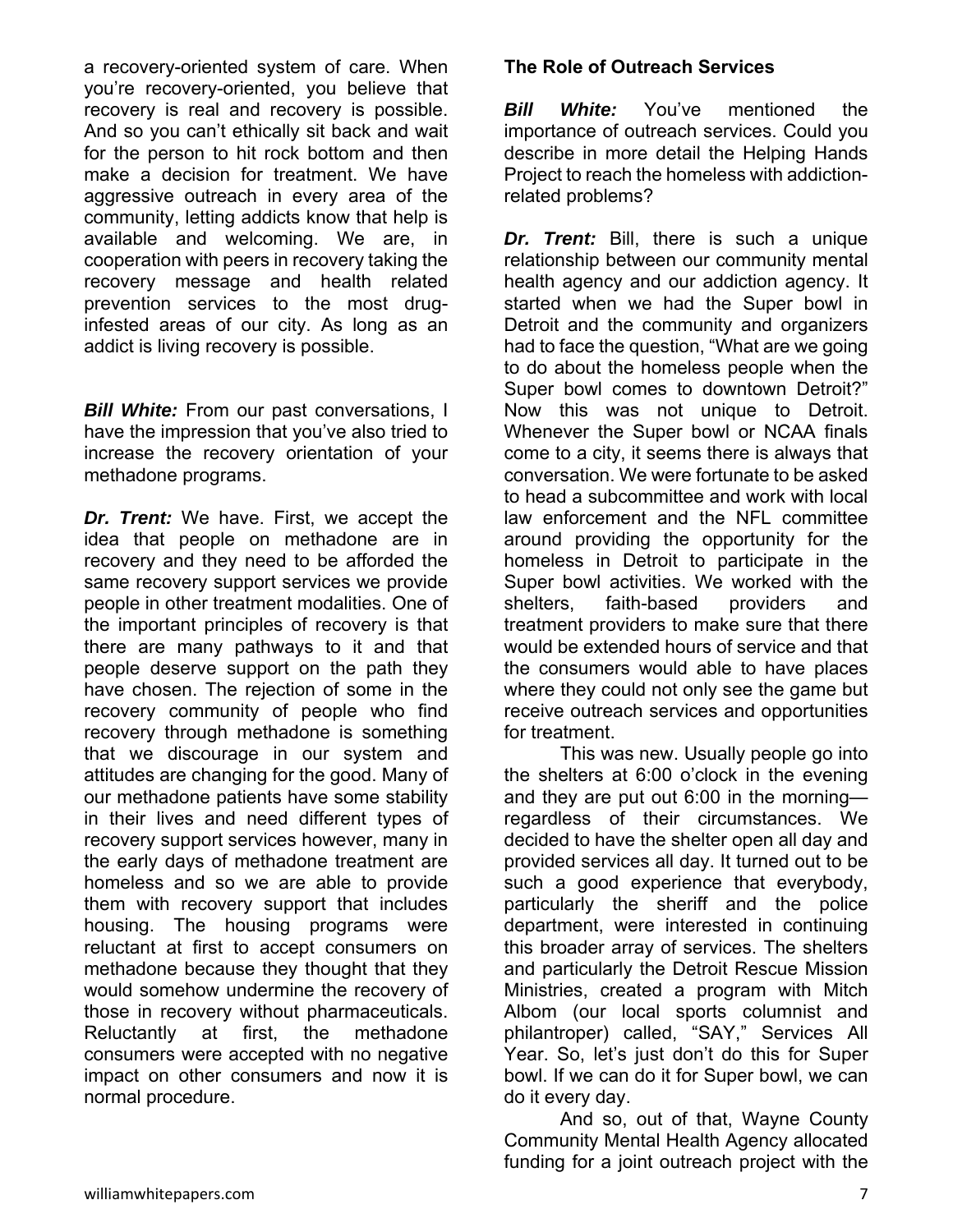a recovery-oriented system of care. When you're recovery-oriented, you believe that recovery is real and recovery is possible. And so you can't ethically sit back and wait for the person to hit rock bottom and then make a decision for treatment. We have aggressive outreach in every area of the community, letting addicts know that help is available and welcoming. We are, in cooperation with peers in recovery taking the recovery message and health related prevention services to the most drug-infested areas of our city. As long as an addict is living recovery is possible.

***Bill White:*** From our past conversations, I have the impression that you've also tried to increase the recovery orientation of your methadone programs.

***Dr. Trent:*** We have. First, we accept the idea that people on methadone are in recovery and they need to be afforded the same recovery support services we provide people in other treatment modalities. One of the important principles of recovery is that there are many pathways to it and that people deserve support on the path they have chosen. The rejection of some in the recovery community of people who find recovery through methadone is something that we discourage in our system and attitudes are changing for the good. Many of our methadone patients have some stability in their lives and need different types of recovery support services however, many in the early days of methadone treatment are homeless and so we are able to provide them with recovery support that includes housing. The housing programs were reluctant at first to accept consumers on methadone because they thought that they would somehow undermine the recovery of those in recovery without pharmaceuticals. Reluctantly at first, the methadone consumers were accepted with no negative impact on other consumers and now it is normal procedure.

**The Role of Outreach Services**

***Bill White:*** You've mentioned the importance of outreach services. Could you describe in more detail the Helping Hands Project to reach the homeless with addiction-related problems?

***Dr. Trent:*** Bill, there is such a unique relationship between our community mental health agency and our addiction agency. It started when we had the Super bowl in Detroit and the community and organizers had to face the question, "What are we going to do about the homeless people when the Super bowl comes to downtown Detroit?" Now this was not unique to Detroit. Whenever the Super bowl or NCAA finals come to a city, it seems there is always that conversation. We were fortunate to be asked to head a subcommittee and work with local law enforcement and the NFL committee around providing the opportunity for the homeless in Detroit to participate in the Super bowl activities. We worked with the shelters, faith-based providers and treatment providers to make sure that there would be extended hours of service and that the consumers would able to have places where they could not only see the game but receive outreach services and opportunities for treatment.

This was new. Usually people go into the shelters at 6:00 o'clock in the evening and they are put out 6:00 in the morning—regardless of their circumstances. We decided to have the shelter open all day and provided services all day. It turned out to be such a good experience that everybody, particularly the sheriff and the police department, were interested in continuing this broader array of services. The shelters and particularly the Detroit Rescue Mission Ministries, created a program with Mitch Albom (our local sports columnist and philantroper) called, "SAY," Services All Year. So, let's just don't do this for Super bowl. If we can do it for Super bowl, we can do it every day.

And so, out of that, Wayne County Community Mental Health Agency allocated funding for a joint outreach project with the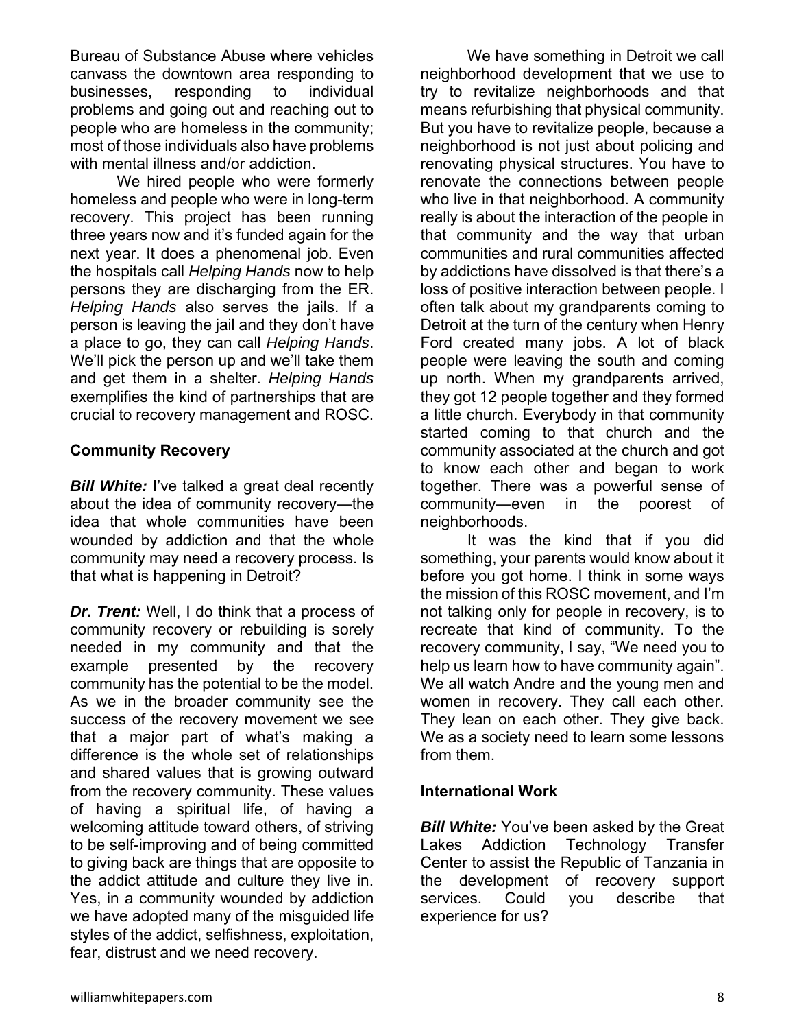Bureau of Substance Abuse where vehicles canvass the downtown area responding to businesses, responding to individual problems and going out and reaching out to people who are homeless in the community; most of those individuals also have problems with mental illness and/or addiction.

We hired people who were formerly homeless and people who were in long-term recovery. This project has been running three years now and it's funded again for the next year. It does a phenomenal job. Even the hospitals call *Helping Hands* now to help persons they are discharging from the ER. *Helping Hands* also serves the jails. If a person is leaving the jail and they don't have a place to go, they can call *Helping Hands*. We'll pick the person up and we'll take them and get them in a shelter. *Helping Hands* exemplifies the kind of partnerships that are crucial to recovery management and ROSC.

## Community Recovery

***Bill White:*** I've talked a great deal recently about the idea of community recovery—the idea that whole communities have been wounded by addiction and that the whole community may need a recovery process. Is that what is happening in Detroit?

***Dr. Trent:*** Well, I do think that a process of community recovery or rebuilding is sorely needed in my community and that the example presented by the recovery community has the potential to be the model. As we in the broader community see the success of the recovery movement we see that a major part of what's making a difference is the whole set of relationships and shared values that is growing outward from the recovery community. These values of having a spiritual life, of having a welcoming attitude toward others, of striving to be self-improving and of being committed to giving back are things that are opposite to the addict attitude and culture they live in. Yes, in a community wounded by addiction we have adopted many of the misguided life styles of the addict, selfishness, exploitation, fear, distrust and we need recovery.

We have something in Detroit we call neighborhood development that we use to try to revitalize neighborhoods and that means refurbishing that physical community. But you have to revitalize people, because a neighborhood is not just about policing and renovating physical structures. You have to renovate the connections between people who live in that neighborhood. A community really is about the interaction of the people in that community and the way that urban communities and rural communities affected by addictions have dissolved is that there's a loss of positive interaction between people. I often talk about my grandparents coming to Detroit at the turn of the century when Henry Ford created many jobs. A lot of black people were leaving the south and coming up north. When my grandparents arrived, they got 12 people together and they formed a little church. Everybody in that community started coming to that church and the community associated at the church and got to know each other and began to work together. There was a powerful sense of community—even in the poorest of neighborhoods.

It was the kind that if you did something, your parents would know about it before you got home. I think in some ways the mission of this ROSC movement, and I'm not talking only for people in recovery, is to recreate that kind of community. To the recovery community, I say, "We need you to help us learn how to have community again". We all watch Andre and the young men and women in recovery. They call each other. They lean on each other. They give back. We as a society need to learn some lessons from them.

## International Work

***Bill White:*** You've been asked by the Great Lakes Addiction Technology Transfer Center to assist the Republic of Tanzania in the development of recovery support services. Could you describe that experience for us?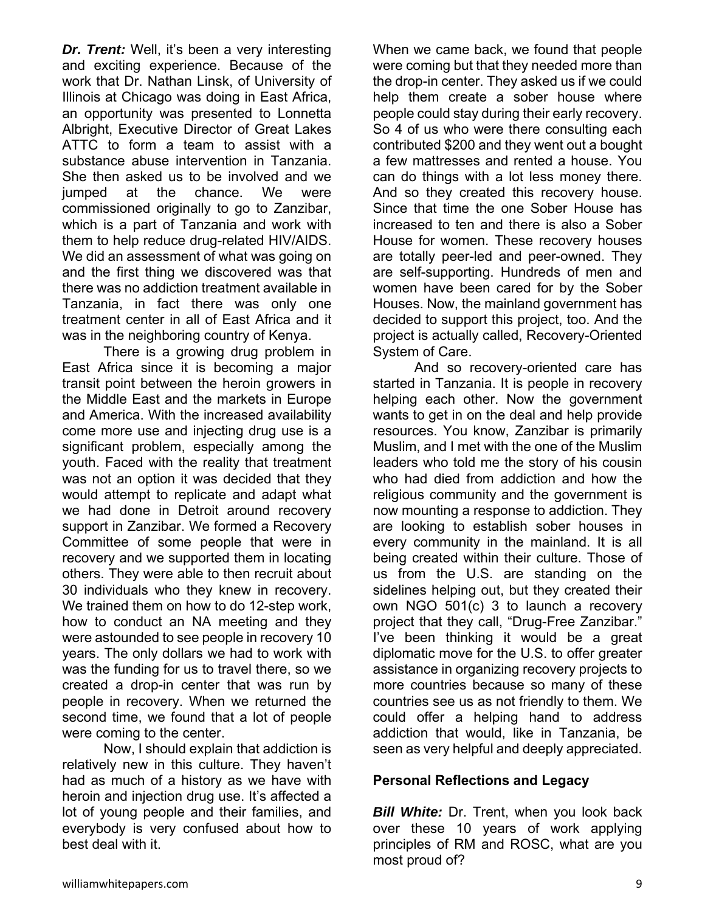***Dr. Trent:*** Well, it's been a very interesting and exciting experience. Because of the work that Dr. Nathan Linsk, of University of Illinois at Chicago was doing in East Africa, an opportunity was presented to Lonnetta Albright, Executive Director of Great Lakes ATTC to form a team to assist with a substance abuse intervention in Tanzania. She then asked us to be involved and we jumped at the chance. We were commissioned originally to go to Zanzibar, which is a part of Tanzania and work with them to help reduce drug-related HIV/AIDS. We did an assessment of what was going on and the first thing we discovered was that there was no addiction treatment available in Tanzania, in fact there was only one treatment center in all of East Africa and it was in the neighboring country of Kenya.

There is a growing drug problem in East Africa since it is becoming a major transit point between the heroin growers in the Middle East and the markets in Europe and America. With the increased availability come more use and injecting drug use is a significant problem, especially among the youth. Faced with the reality that treatment was not an option it was decided that they would attempt to replicate and adapt what we had done in Detroit around recovery support in Zanzibar. We formed a Recovery Committee of some people that were in recovery and we supported them in locating others. They were able to then recruit about 30 individuals who they knew in recovery. We trained them on how to do 12-step work, how to conduct an NA meeting and they were astounded to see people in recovery 10 years. The only dollars we had to work with was the funding for us to travel there, so we created a drop-in center that was run by people in recovery. When we returned the second time, we found that a lot of people were coming to the center.

Now, I should explain that addiction is relatively new in this culture. They haven't had as much of a history as we have with heroin and injection drug use. It's affected a lot of young people and their families, and everybody is very confused about how to best deal with it.

When we came back, we found that people were coming but that they needed more than the drop-in center. They asked us if we could help them create a sober house where people could stay during their early recovery. So 4 of us who were there consulting each contributed $200 and they went out a bought a few mattresses and rented a house. You can do things with a lot less money there. And so they created this recovery house. Since that time the one Sober House has increased to ten and there is also a Sober House for women. These recovery houses are totally peer-led and peer-owned. They are self-supporting. Hundreds of men and women have been cared for by the Sober Houses. Now, the mainland government has decided to support this project, too. And the project is actually called, Recovery-Oriented System of Care.

And so recovery-oriented care has started in Tanzania. It is people in recovery helping each other. Now the government wants to get in on the deal and help provide resources. You know, Zanzibar is primarily Muslim, and I met with the one of the Muslim leaders who told me the story of his cousin who had died from addiction and how the religious community and the government is now mounting a response to addiction. They are looking to establish sober houses in every community in the mainland. It is all being created within their culture. Those of us from the U.S. are standing on the sidelines helping out, but they created their own NGO 501(c) 3 to launch a recovery project that they call, "Drug-Free Zanzibar." I've been thinking it would be a great diplomatic move for the U.S. to offer greater assistance in organizing recovery projects to more countries because so many of these countries see us as not friendly to them. We could offer a helping hand to address addiction that would, like in Tanzania, be seen as very helpful and deeply appreciated.

## Personal Reflections and Legacy

***Bill White:*** Dr. Trent, when you look back over these 10 years of work applying principles of RM and ROSC, what are you most proud of?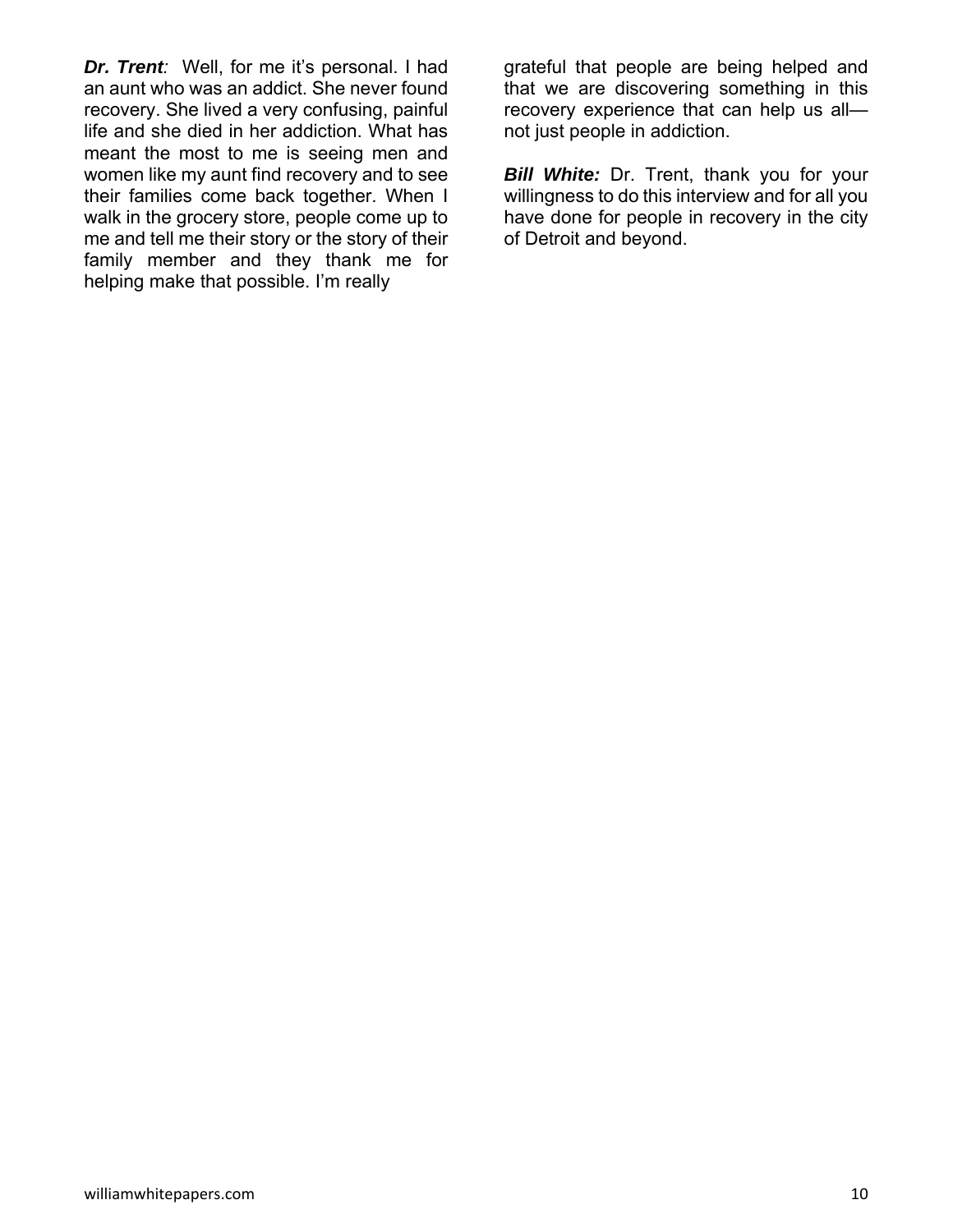***Dr. Trent**:* Well, for me it's personal. I had an aunt who was an addict. She never found recovery. She lived a very confusing, painful life and she died in her addiction. What has meant the most to me is seeing men and women like my aunt find recovery and to see their families come back together. When I walk in the grocery store, people come up to me and tell me their story or the story of their family member and they thank me for helping make that possible. I'm really grateful that people are being helped and that we are discovering something in this recovery experience that can help us all—not just people in addiction.

***Bill White:*** Dr. Trent, thank you for your willingness to do this interview and for all you have done for people in recovery in the city of Detroit and beyond.